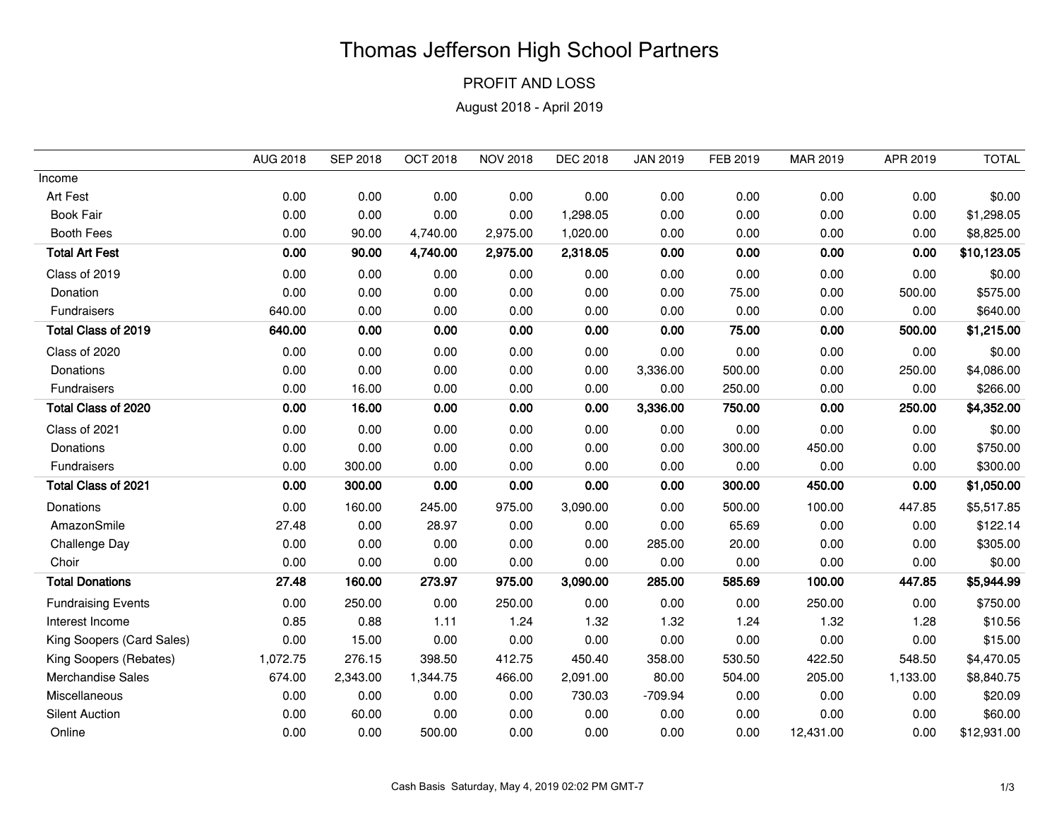# Thomas Jefferson High School Partners

## PROFIT AND LOSS

August 2018 - April 2019

| | AUG 2018 | SEP 2018 | OCT 2018 | NOV 2018 | DEC 2018 | JAN 2019 | FEB 2019 | MAR 2019 | APR 2019 | TOTAL |
|---|---|---|---|---|---|---|---|---|---|---|
| Income | | | | | | | | | | |
| Art Fest | 0.00 | 0.00 | 0.00 | 0.00 | 0.00 | 0.00 | 0.00 | 0.00 | 0.00 | $0.00 |
| Book Fair | 0.00 | 0.00 | 0.00 | 0.00 | 1,298.05 | 0.00 | 0.00 | 0.00 | 0.00 | $1,298.05 |
| Booth Fees | 0.00 | 90.00 | 4,740.00 | 2,975.00 | 1,020.00 | 0.00 | 0.00 | 0.00 | 0.00 | $8,825.00 |
| **Total Art Fest** | **0.00** | **90.00** | **4,740.00** | **2,975.00** | **2,318.05** | **0.00** | **0.00** | **0.00** | **0.00** | **$10,123.05** |
| Class of 2019 | 0.00 | 0.00 | 0.00 | 0.00 | 0.00 | 0.00 | 0.00 | 0.00 | 0.00 | $0.00 |
| Donation | 0.00 | 0.00 | 0.00 | 0.00 | 0.00 | 0.00 | 75.00 | 0.00 | 500.00 | $575.00 |
| Fundraisers | 640.00 | 0.00 | 0.00 | 0.00 | 0.00 | 0.00 | 0.00 | 0.00 | 0.00 | $640.00 |
| **Total Class of 2019** | **640.00** | **0.00** | **0.00** | **0.00** | **0.00** | **0.00** | **75.00** | **0.00** | **500.00** | **$1,215.00** |
| Class of 2020 | 0.00 | 0.00 | 0.00 | 0.00 | 0.00 | 0.00 | 0.00 | 0.00 | 0.00 | $0.00 |
| Donations | 0.00 | 0.00 | 0.00 | 0.00 | 0.00 | 3,336.00 | 500.00 | 0.00 | 250.00 | $4,086.00 |
| Fundraisers | 0.00 | 16.00 | 0.00 | 0.00 | 0.00 | 0.00 | 250.00 | 0.00 | 0.00 | $266.00 |
| **Total Class of 2020** | **0.00** | **16.00** | **0.00** | **0.00** | **0.00** | **3,336.00** | **750.00** | **0.00** | **250.00** | **$4,352.00** |
| Class of 2021 | 0.00 | 0.00 | 0.00 | 0.00 | 0.00 | 0.00 | 0.00 | 0.00 | 0.00 | $0.00 |
| Donations | 0.00 | 0.00 | 0.00 | 0.00 | 0.00 | 0.00 | 300.00 | 450.00 | 0.00 | $750.00 |
| Fundraisers | 0.00 | 300.00 | 0.00 | 0.00 | 0.00 | 0.00 | 0.00 | 0.00 | 0.00 | $300.00 |
| **Total Class of 2021** | **0.00** | **300.00** | **0.00** | **0.00** | **0.00** | **0.00** | **300.00** | **450.00** | **0.00** | **$1,050.00** |
| Donations | 0.00 | 160.00 | 245.00 | 975.00 | 3,090.00 | 0.00 | 500.00 | 100.00 | 447.85 | $5,517.85 |
| AmazonSmile | 27.48 | 0.00 | 28.97 | 0.00 | 0.00 | 0.00 | 65.69 | 0.00 | 0.00 | $122.14 |
| Challenge Day | 0.00 | 0.00 | 0.00 | 0.00 | 0.00 | 285.00 | 20.00 | 0.00 | 0.00 | $305.00 |
| Choir | 0.00 | 0.00 | 0.00 | 0.00 | 0.00 | 0.00 | 0.00 | 0.00 | 0.00 | $0.00 |
| **Total Donations** | **27.48** | **160.00** | **273.97** | **975.00** | **3,090.00** | **285.00** | **585.69** | **100.00** | **447.85** | **$5,944.99** |
| Fundraising Events | 0.00 | 250.00 | 0.00 | 250.00 | 0.00 | 0.00 | 0.00 | 250.00 | 0.00 | $750.00 |
| Interest Income | 0.85 | 0.88 | 1.11 | 1.24 | 1.32 | 1.32 | 1.24 | 1.32 | 1.28 | $10.56 |
| King Soopers (Card Sales) | 0.00 | 15.00 | 0.00 | 0.00 | 0.00 | 0.00 | 0.00 | 0.00 | 0.00 | $15.00 |
| King Soopers (Rebates) | 1,072.75 | 276.15 | 398.50 | 412.75 | 450.40 | 358.00 | 530.50 | 422.50 | 548.50 | $4,470.05 |
| Merchandise Sales | 674.00 | 2,343.00 | 1,344.75 | 466.00 | 2,091.00 | 80.00 | 504.00 | 205.00 | 1,133.00 | $8,840.75 |
| Miscellaneous | 0.00 | 0.00 | 0.00 | 0.00 | 730.03 | -709.94 | 0.00 | 0.00 | 0.00 | $20.09 |
| Silent Auction | 0.00 | 60.00 | 0.00 | 0.00 | 0.00 | 0.00 | 0.00 | 0.00 | 0.00 | $60.00 |
| Online | 0.00 | 0.00 | 500.00 | 0.00 | 0.00 | 0.00 | 0.00 | 12,431.00 | 0.00 | $12,931.00 |

Cash Basis Saturday, May 4, 2019 02:02 PM GMT-7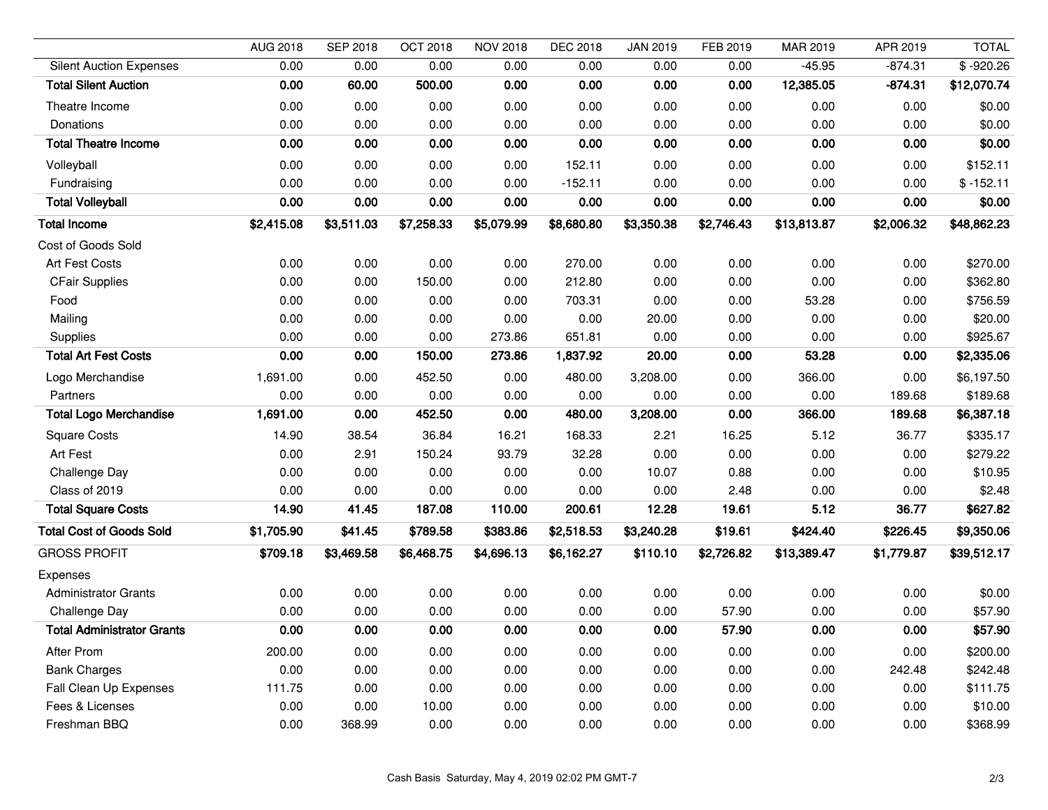| | AUG 2018 | SEP 2018 | OCT 2018 | NOV 2018 | DEC 2018 | JAN 2019 | FEB 2019 | MAR 2019 | APR 2019 | TOTAL |
|---|---|---|---|---|---|---|---|---|---|---|
| Silent Auction Expenses | 0.00 | 0.00 | 0.00 | 0.00 | 0.00 | 0.00 | 0.00 | -45.95 | -874.31 | $ -920.26 |
| **Total Silent Auction** | **0.00** | **60.00** | **500.00** | **0.00** | **0.00** | **0.00** | **0.00** | **12,385.05** | **-874.31** | **$12,070.74** |
| Theatre Income | 0.00 | 0.00 | 0.00 | 0.00 | 0.00 | 0.00 | 0.00 | 0.00 | 0.00 | $0.00 |
| Donations | 0.00 | 0.00 | 0.00 | 0.00 | 0.00 | 0.00 | 0.00 | 0.00 | 0.00 | $0.00 |
| **Total Theatre Income** | **0.00** | **0.00** | **0.00** | **0.00** | **0.00** | **0.00** | **0.00** | **0.00** | **0.00** | **$0.00** |
| Volleyball | 0.00 | 0.00 | 0.00 | 0.00 | 152.11 | 0.00 | 0.00 | 0.00 | 0.00 | $152.11 |
| Fundraising | 0.00 | 0.00 | 0.00 | 0.00 | -152.11 | 0.00 | 0.00 | 0.00 | 0.00 | $ -152.11 |
| **Total Volleyball** | **0.00** | **0.00** | **0.00** | **0.00** | **0.00** | **0.00** | **0.00** | **0.00** | **0.00** | **$0.00** |
| **Total Income** | **$2,415.08** | **$3,511.03** | **$7,258.33** | **$5,079.99** | **$8,680.80** | **$3,350.38** | **$2,746.43** | **$13,813.87** | **$2,006.32** | **$48,862.23** |
| Cost of Goods Sold | | | | | | | | | | |
| Art Fest Costs | 0.00 | 0.00 | 0.00 | 0.00 | 270.00 | 0.00 | 0.00 | 0.00 | 0.00 | $270.00 |
| CFair Supplies | 0.00 | 0.00 | 150.00 | 0.00 | 212.80 | 0.00 | 0.00 | 0.00 | 0.00 | $362.80 |
| Food | 0.00 | 0.00 | 0.00 | 0.00 | 703.31 | 0.00 | 0.00 | 53.28 | 0.00 | $756.59 |
| Mailing | 0.00 | 0.00 | 0.00 | 0.00 | 0.00 | 20.00 | 0.00 | 0.00 | 0.00 | $20.00 |
| Supplies | 0.00 | 0.00 | 0.00 | 273.86 | 651.81 | 0.00 | 0.00 | 0.00 | 0.00 | $925.67 |
| **Total Art Fest Costs** | **0.00** | **0.00** | **150.00** | **273.86** | **1,837.92** | **20.00** | **0.00** | **53.28** | **0.00** | **$2,335.06** |
| Logo Merchandise | 1,691.00 | 0.00 | 452.50 | 0.00 | 480.00 | 3,208.00 | 0.00 | 366.00 | 0.00 | $6,197.50 |
| Partners | 0.00 | 0.00 | 0.00 | 0.00 | 0.00 | 0.00 | 0.00 | 0.00 | 189.68 | $189.68 |
| **Total Logo Merchandise** | **1,691.00** | **0.00** | **452.50** | **0.00** | **480.00** | **3,208.00** | **0.00** | **366.00** | **189.68** | **$6,387.18** |
| Square Costs | 14.90 | 38.54 | 36.84 | 16.21 | 168.33 | 2.21 | 16.25 | 5.12 | 36.77 | $335.17 |
| Art Fest | 0.00 | 2.91 | 150.24 | 93.79 | 32.28 | 0.00 | 0.00 | 0.00 | 0.00 | $279.22 |
| Challenge Day | 0.00 | 0.00 | 0.00 | 0.00 | 0.00 | 10.07 | 0.88 | 0.00 | 0.00 | $10.95 |
| Class of 2019 | 0.00 | 0.00 | 0.00 | 0.00 | 0.00 | 0.00 | 2.48 | 0.00 | 0.00 | $2.48 |
| **Total Square Costs** | **14.90** | **41.45** | **187.08** | **110.00** | **200.61** | **12.28** | **19.61** | **5.12** | **36.77** | **$627.82** |
| **Total Cost of Goods Sold** | **$1,705.90** | **$41.45** | **$789.58** | **$383.86** | **$2,518.53** | **$3,240.28** | **$19.61** | **$424.40** | **$226.45** | **$9,350.06** |
| GROSS PROFIT | **$709.18** | **$3,469.58** | **$6,468.75** | **$4,696.13** | **$6,162.27** | **$110.10** | **$2,726.82** | **$13,389.47** | **$1,779.87** | **$39,512.17** |
| Expenses | | | | | | | | | | |
| Administrator Grants | 0.00 | 0.00 | 0.00 | 0.00 | 0.00 | 0.00 | 0.00 | 0.00 | 0.00 | $0.00 |
| Challenge Day | 0.00 | 0.00 | 0.00 | 0.00 | 0.00 | 0.00 | 57.90 | 0.00 | 0.00 | $57.90 |
| **Total Administrator Grants** | **0.00** | **0.00** | **0.00** | **0.00** | **0.00** | **0.00** | **57.90** | **0.00** | **0.00** | **$57.90** |
| After Prom | 200.00 | 0.00 | 0.00 | 0.00 | 0.00 | 0.00 | 0.00 | 0.00 | 0.00 | $200.00 |
| Bank Charges | 0.00 | 0.00 | 0.00 | 0.00 | 0.00 | 0.00 | 0.00 | 0.00 | 242.48 | $242.48 |
| Fall Clean Up Expenses | 111.75 | 0.00 | 0.00 | 0.00 | 0.00 | 0.00 | 0.00 | 0.00 | 0.00 | $111.75 |
| Fees & Licenses | 0.00 | 0.00 | 10.00 | 0.00 | 0.00 | 0.00 | 0.00 | 0.00 | 0.00 | $10.00 |
| Freshman BBQ | 0.00 | 368.99 | 0.00 | 0.00 | 0.00 | 0.00 | 0.00 | 0.00 | 0.00 | $368.99 |

Cash Basis Saturday, May 4, 2019 02:02 PM GMT-7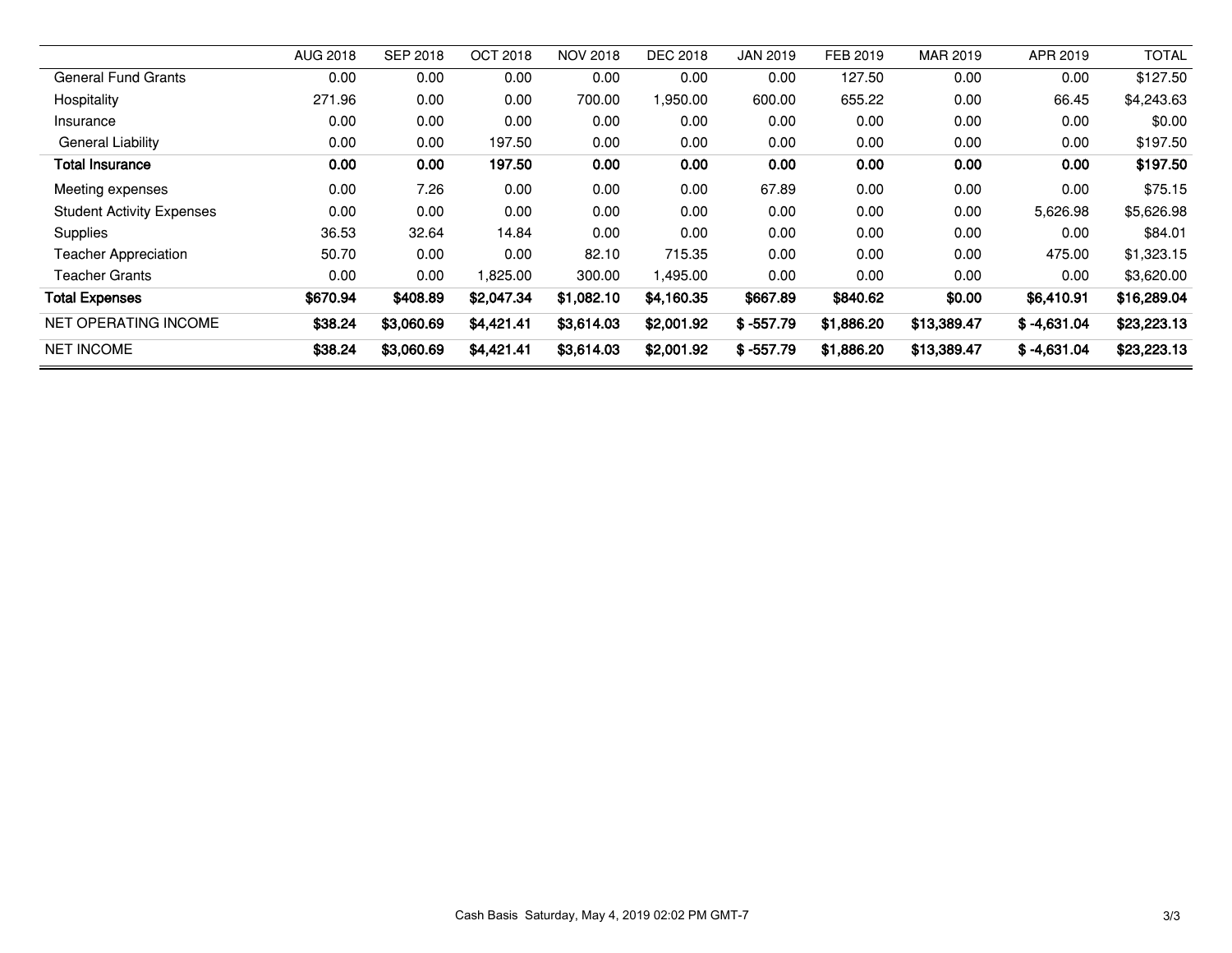| | AUG 2018 | SEP 2018 | OCT 2018 | NOV 2018 | DEC 2018 | JAN 2019 | FEB 2019 | MAR 2019 | APR 2019 | TOTAL |
|---|---|---|---|---|---|---|---|---|---|---|
| General Fund Grants | 0.00 | 0.00 | 0.00 | 0.00 | 0.00 | 0.00 | 127.50 | 0.00 | 0.00 | $127.50 |
| Hospitality | 271.96 | 0.00 | 0.00 | 700.00 | 1,950.00 | 600.00 | 655.22 | 0.00 | 66.45 | $4,243.63 |
| Insurance | 0.00 | 0.00 | 0.00 | 0.00 | 0.00 | 0.00 | 0.00 | 0.00 | 0.00 | $0.00 |
| General Liability | 0.00 | 0.00 | 197.50 | 0.00 | 0.00 | 0.00 | 0.00 | 0.00 | 0.00 | $197.50 |
| **Total Insurance** | **0.00** | **0.00** | **197.50** | **0.00** | **0.00** | **0.00** | **0.00** | **0.00** | **0.00** | **$197.50** |
| Meeting expenses | 0.00 | 7.26 | 0.00 | 0.00 | 0.00 | 67.89 | 0.00 | 0.00 | 0.00 | $75.15 |
| Student Activity Expenses | 0.00 | 0.00 | 0.00 | 0.00 | 0.00 | 0.00 | 0.00 | 0.00 | 5,626.98 | $5,626.98 |
| Supplies | 36.53 | 32.64 | 14.84 | 0.00 | 0.00 | 0.00 | 0.00 | 0.00 | 0.00 | $84.01 |
| Teacher Appreciation | 50.70 | 0.00 | 0.00 | 82.10 | 715.35 | 0.00 | 0.00 | 0.00 | 475.00 | $1,323.15 |
| Teacher Grants | 0.00 | 0.00 | 1,825.00 | 300.00 | 1,495.00 | 0.00 | 0.00 | 0.00 | 0.00 | $3,620.00 |
| **Total Expenses** | **$670.94** | **$408.89** | **$2,047.34** | **$1,082.10** | **$4,160.35** | **$667.89** | **$840.62** | **$0.00** | **$6,410.91** | **$16,289.04** |
| NET OPERATING INCOME | **$38.24** | **$3,060.69** | **$4,421.41** | **$3,614.03** | **$2,001.92** | **$ -557.79** | **$1,886.20** | **$13,389.47** | **$ -4,631.04** | **$23,223.13** |
| NET INCOME | **$38.24** | **$3,060.69** | **$4,421.41** | **$3,614.03** | **$2,001.92** | **$ -557.79** | **$1,886.20** | **$13,389.47** | **$ -4,631.04** | **$23,223.13** |

Cash Basis Saturday, May 4, 2019 02:02 PM GMT-7